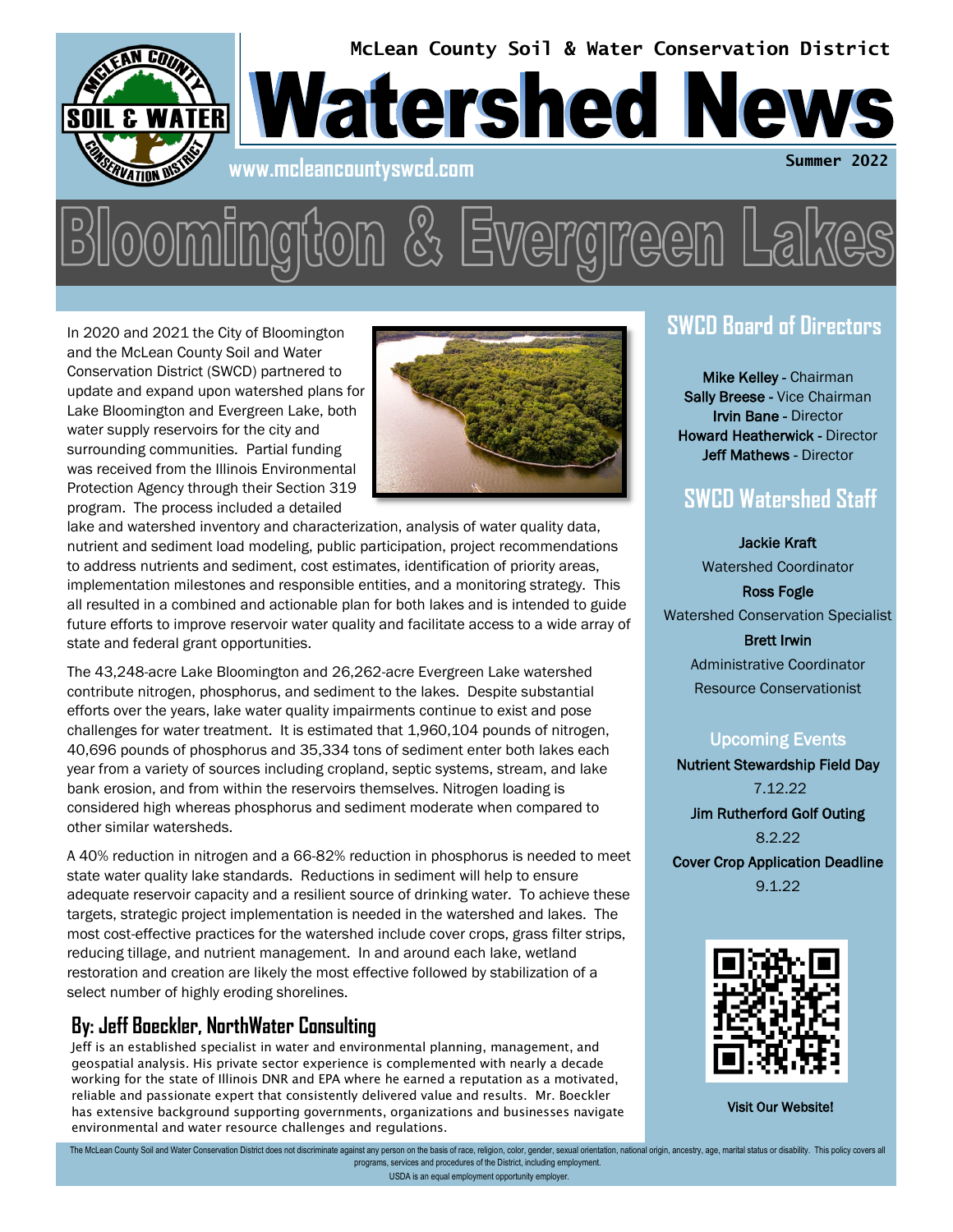McLean County Soil & Water Conservation District

# Watershed News

www.mcleancountyswcd.com

Summer 2022

## Bloomington & Evergreen Lakes

In 2020 and 2021 the City of Bloomington and the McLean County Soil and Water Conservation District (SWCD) partnered to update and expand upon watershed plans for Lake Bloomington and Evergreen Lake, both water supply reservoirs for the city and surrounding communities. Partial funding was received from the Illinois Environmental Protection Agency through their Section 319 program. The process included a detailed lake and watershed inventory and characterization, analysis of water quality data, nutrient and sediment load modeling, public participation, project recommendations to address nutrients and sediment, cost estimates, identification of priority areas, implementation milestones and responsible entities, and a monitoring strategy. This all resulted in a combined and actionable plan for both lakes and is intended to guide future efforts to improve reservoir water quality and facilitate access to a wide array of state and federal grant opportunities.

The 43,248-acre Lake Bloomington and 26,262-acre Evergreen Lake watershed contribute nitrogen, phosphorus, and sediment to the lakes. Despite substantial efforts over the years, lake water quality impairments continue to exist and pose challenges for water treatment. It is estimated that 1,960,104 pounds of nitrogen, 40,696 pounds of phosphorus and 35,334 tons of sediment enter both lakes each year from a variety of sources including cropland, septic systems, stream, and lake bank erosion, and from within the reservoirs themselves. Nitrogen loading is considered high whereas phosphorus and sediment moderate when compared to other similar watersheds.

A 40% reduction in nitrogen and a 66-82% reduction in phosphorus is needed to meet state water quality lake standards. Reductions in sediment will help to ensure adequate reservoir capacity and a resilient source of drinking water. To achieve these targets, strategic project implementation is needed in the watershed and lakes. The most cost-effective practices for the watershed include cover crops, grass filter strips, reducing tillage, and nutrient management. In and around each lake, wetland restoration and creation are likely the most effective followed by stabilization of a select number of highly eroding shorelines.

### By: Jeff Boeckler, NorthWater Consulting

Jeff is an established specialist in water and environmental planning, management, and geospatial analysis. His private sector experience is complemented with nearly a decade working for the state of Illinois DNR and EPA where he earned a reputation as a motivated, reliable and passionate expert that consistently delivered value and results. Mr. Boeckler has extensive background supporting governments, organizations and businesses navigate environmental and water resource challenges and regulations.

## SWCD Board of Directors

**Mike Kelley** - Chairman
**Sally Breese** - Vice Chairman
**Irvin Bane** - Director
**Howard Heatherwick** - Director
**Jeff Mathews** - Director

## SWCD Watershed Staff

**Jackie Kraft**
Watershed Coordinator

**Ross Fogle**
Watershed Conservation Specialist

**Brett Irwin**
Administrative Coordinator
Resource Conservationist

### Upcoming Events

**Nutrient Stewardship Field Day**
7.12.22

**Jim Rutherford Golf Outing**
8.2.22

**Cover Crop Application Deadline**
9.1.22

**Visit Our Website!**

The McLean County Soil and Water Conservation District does not discriminate against any person on the basis of race, religion, color, gender, sexual orientation, national origin, ancestry, age, marital status or disability. This policy covers all programs, services and procedures of the District, including employment.
USDA is an equal employment opportunity employer.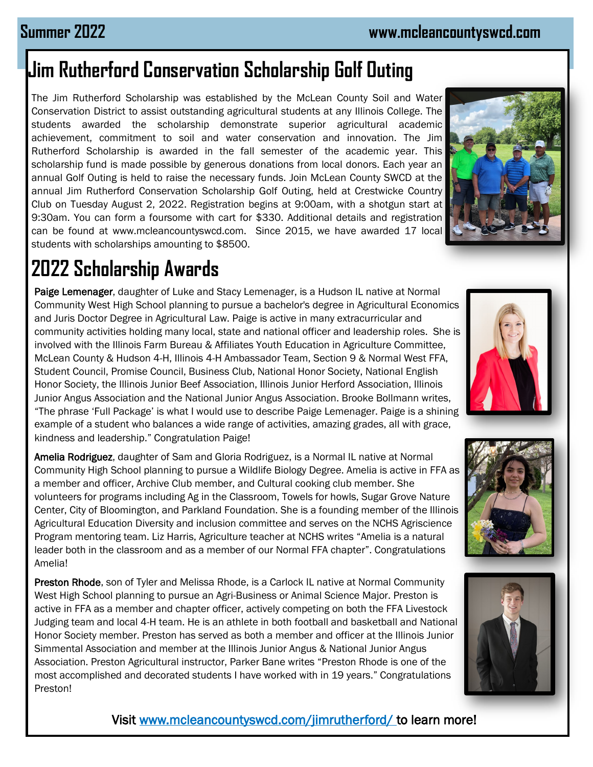# Jim Rutherford Conservation Scholarship Golf Outing

The Jim Rutherford Scholarship was established by the McLean County Soil and Water Conservation District to assist outstanding agricultural students at any Illinois College. The students awarded the scholarship demonstrate superior agricultural academic achievement, commitment to soil and water conservation and innovation. The Jim Rutherford Scholarship is awarded in the fall semester of the academic year. This scholarship fund is made possible by generous donations from local donors. Each year an annual Golf Outing is held to raise the necessary funds. Join McLean County SWCD at the annual Jim Rutherford Conservation Scholarship Golf Outing, held at Crestwicke Country Club on Tuesday August 2, 2022. Registration begins at 9:00am, with a shotgun start at 9:30am. You can form a foursome with cart for $330. Additional details and registration can be found at www.mcleancountyswcd.com. Since 2015, we have awarded 17 local students with scholarships amounting to $8500.

# 2022 Scholarship Awards

**Paige Lemenager**, daughter of Luke and Stacy Lemenager, is a Hudson IL native at Normal Community West High School planning to pursue a bachelor's degree in Agricultural Economics and Juris Doctor Degree in Agricultural Law. Paige is active in many extracurricular and community activities holding many local, state and national officer and leadership roles. She is involved with the Illinois Farm Bureau & Affiliates Youth Education in Agriculture Committee, McLean County & Hudson 4-H, Illinois 4-H Ambassador Team, Section 9 & Normal West FFA, Student Council, Promise Council, Business Club, National Honor Society, National English Honor Society, the Illinois Junior Beef Association, Illinois Junior Herford Association, Illinois Junior Angus Association and the National Junior Angus Association. Brooke Bollmann writes, "The phrase 'Full Package' is what I would use to describe Paige Lemenager. Paige is a shining example of a student who balances a wide range of activities, amazing grades, all with grace, kindness and leadership." Congratulation Paige!

**Amelia Rodriguez**, daughter of Sam and Gloria Rodriguez, is a Normal IL native at Normal Community High School planning to pursue a Wildlife Biology Degree. Amelia is active in FFA as a member and officer, Archive Club member, and Cultural cooking club member. She volunteers for programs including Ag in the Classroom, Towels for howls, Sugar Grove Nature Center, City of Bloomington, and Parkland Foundation. She is a founding member of the Illinois Agricultural Education Diversity and inclusion committee and serves on the NCHS Agriscience Program mentoring team. Liz Harris, Agriculture teacher at NCHS writes "Amelia is a natural leader both in the classroom and as a member of our Normal FFA chapter". Congratulations Amelia!

**Preston Rhode**, son of Tyler and Melissa Rhode, is a Carlock IL native at Normal Community West High School planning to pursue an Agri-Business or Animal Science Major. Preston is active in FFA as a member and chapter officer, actively competing on both the FFA Livestock Judging team and local 4-H team. He is an athlete in both football and basketball and National Honor Society member. Preston has served as both a member and officer at the Illinois Junior Simmental Association and member at the Illinois Junior Angus & National Junior Angus Association. Preston Agricultural instructor, Parker Bane writes "Preston Rhode is one of the most accomplished and decorated students I have worked with in 19 years." Congratulations Preston!

Visit www.mcleancountyswcd.com/jimrutherford/ to learn more!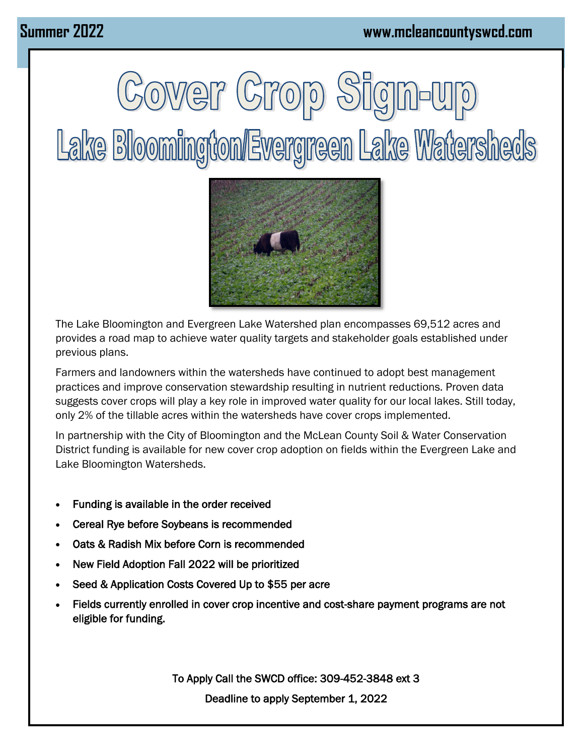# Cover Crop Sign-up

## Lake Bloomington/Evergreen Lake Watersheds

The Lake Bloomington and Evergreen Lake Watershed plan encompasses 69,512 acres and provides a road map to achieve water quality targets and stakeholder goals established under previous plans.

Farmers and landowners within the watersheds have continued to adopt best management practices and improve conservation stewardship resulting in nutrient reductions. Proven data suggests cover crops will play a key role in improved water quality for our local lakes. Still today, only 2% of the tillable acres within the watersheds have cover crops implemented.

In partnership with the City of Bloomington and the McLean County Soil & Water Conservation District funding is available for new cover crop adoption on fields within the Evergreen Lake and Lake Bloomington Watersheds.

- Funding is available in the order received
- Cereal Rye before Soybeans is recommended
- Oats & Radish Mix before Corn is recommended
- New Field Adoption Fall 2022 will be prioritized
- Seed & Application Costs Covered Up to $55 per acre
- Fields currently enrolled in cover crop incentive and cost-share payment programs are not eligible for funding.

To Apply Call the SWCD office: 309-452-3848 ext 3

Deadline to apply September 1, 2022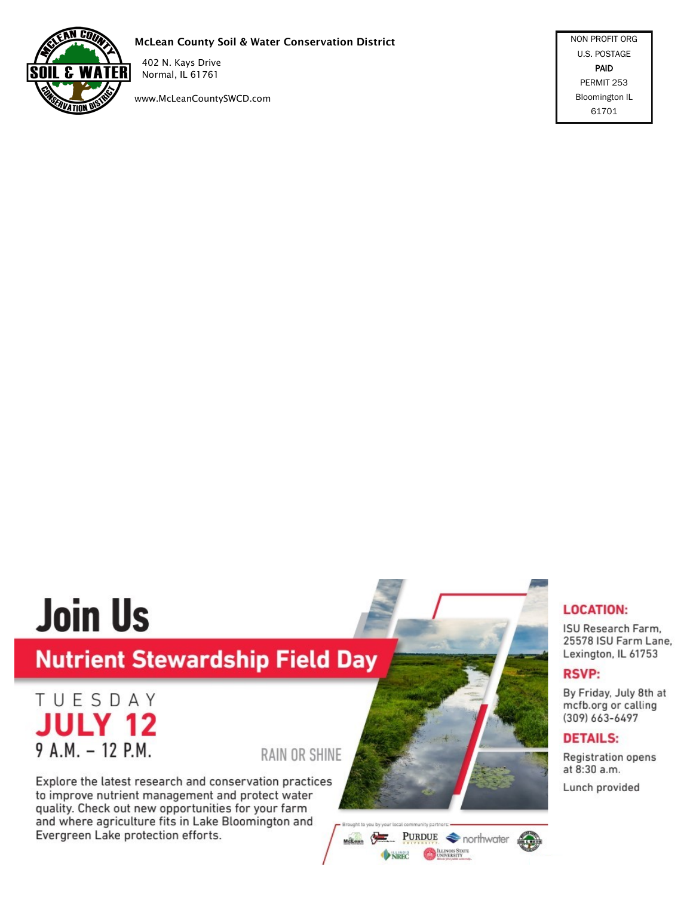**McLean County Soil & Water Conservation District**

402 N. Kays Drive
Normal, IL 61761

www.McLeanCountySWCD.com

NON PROFIT ORG
U.S. POSTAGE
**PAID**
PERMIT 253
Bloomington IL
61701

# Join Us

## Nutrient Stewardship Field Day

TUESDAY
**JULY 12**
9 A.M. – 12 P.M.

RAIN OR SHINE

Explore the latest research and conservation practices to improve nutrient management and protect water quality. Check out new opportunities for your farm and where agriculture fits in Lake Bloomington and Evergreen Lake protection efforts.

Brought to you by your local community partners: McLean, Purdue University, northwater, Soil & Water, Illinois NREC, Illinois State University

### LOCATION:

ISU Research Farm, 25578 ISU Farm Lane, Lexington, IL 61753

### RSVP:

By Friday, July 8th at mcfb.org or calling (309) 663-6497

### DETAILS:

Registration opens at 8:30 a.m.

Lunch provided